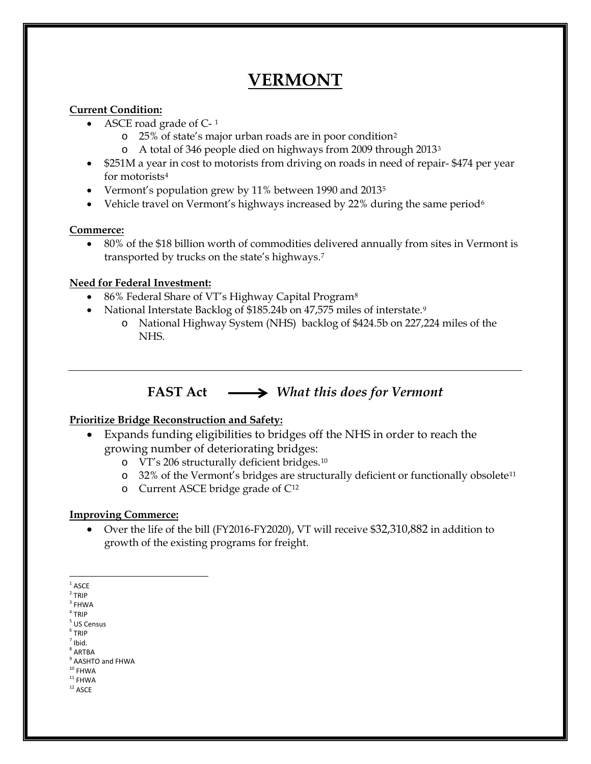# VERMONT

**Current Condition:**

- ASCE road grade of C- [1]
  - 25% of state's major urban roads are in poor condition[2]
  - A total of 346 people died on highways from 2009 through 2013[3]
- $251M a year in cost to motorists from driving on roads in need of repair- $474 per year for motorists[4]
- Vermont's population grew by 11% between 1990 and 2013[5]
- Vehicle travel on Vermont's highways increased by 22% during the same period[6]

**Commerce:**

- 80% of the $18 billion worth of commodities delivered annually from sites in Vermont is transported by trucks on the state's highways.[7]

**Need for Federal Investment:**

- 86% Federal Share of VT's Highway Capital Program[8]
- National Interstate Backlog of $185.24b on 47,575 miles of interstate.[9]
  - National Highway System (NHS) backlog of $424.5b on 227,224 miles of the NHS.

---

## FAST Act ⟶ *What this does for Vermont*

**Prioritize Bridge Reconstruction and Safety:**

- Expands funding eligibilities to bridges off the NHS in order to reach the growing number of deteriorating bridges:
  - VT's 206 structurally deficient bridges.[10]
  - 32% of the Vermont's bridges are structurally deficient or functionally obsolete[11]
  - Current ASCE bridge grade of C[12]

**Improving Commerce:**

- Over the life of the bill (FY2016-FY2020), VT will receive $32,310,882 in addition to growth of the existing programs for freight.

---

[1] ASCE
[2] TRIP
[3] FHWA
[4] TRIP
[5] US Census
[6] TRIP
[7] Ibid.
[8] ARTBA
[9] AASHTO and FHWA
[10] FHWA
[11] FHWA
[12] ASCE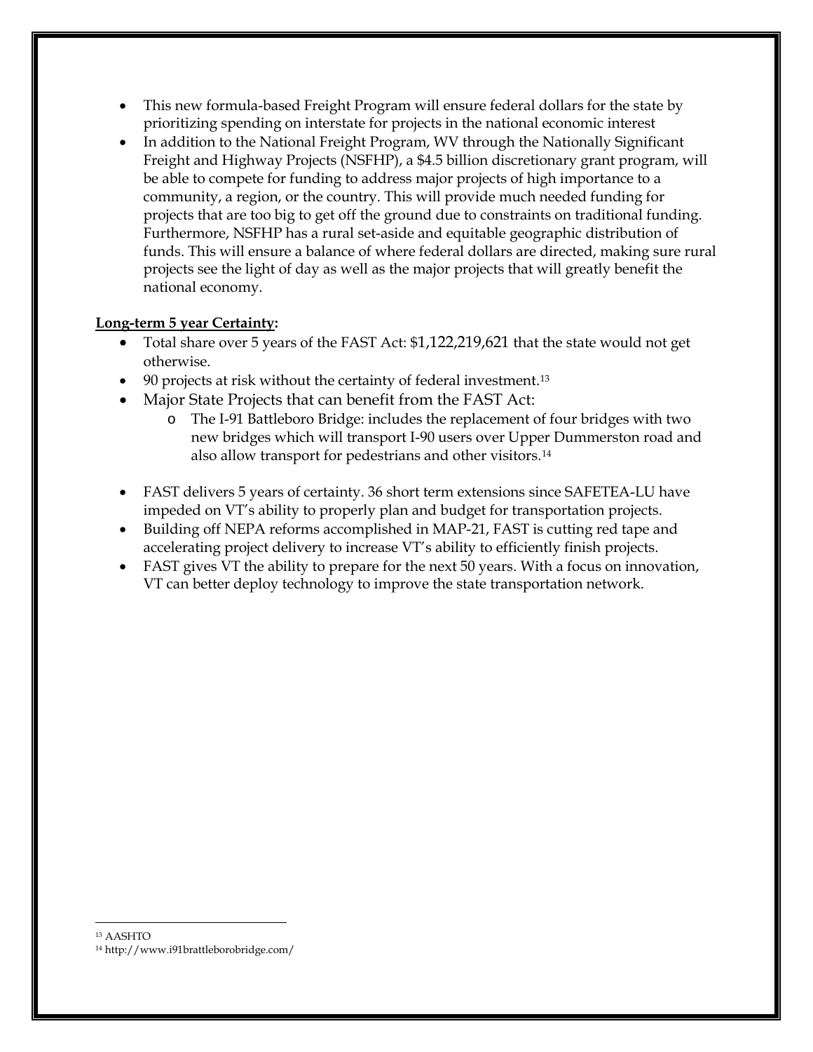- This new formula-based Freight Program will ensure federal dollars for the state by prioritizing spending on interstate for projects in the national economic interest
- In addition to the National Freight Program, WV through the Nationally Significant Freight and Highway Projects (NSFHP), a $4.5 billion discretionary grant program, will be able to compete for funding to address major projects of high importance to a community, a region, or the country. This will provide much needed funding for projects that are too big to get off the ground due to constraints on traditional funding. Furthermore, NSFHP has a rural set-aside and equitable geographic distribution of funds. This will ensure a balance of where federal dollars are directed, making sure rural projects see the light of day as well as the major projects that will greatly benefit the national economy.

**Long-term 5 year Certainty:**

- Total share over 5 years of the FAST Act: $1,122,219,621 that the state would not get otherwise.
- 90 projects at risk without the certainty of federal investment.[13]
- Major State Projects that can benefit from the FAST Act:
    - The I-91 Battleboro Bridge: includes the replacement of four bridges with two new bridges which will transport I-90 users over Upper Dummerston road and also allow transport for pedestrians and other visitors.[14]
- FAST delivers 5 years of certainty. 36 short term extensions since SAFETEA-LU have impeded on VT's ability to properly plan and budget for transportation projects.
- Building off NEPA reforms accomplished in MAP-21, FAST is cutting red tape and accelerating project delivery to increase VT's ability to efficiently finish projects.
- FAST gives VT the ability to prepare for the next 50 years. With a focus on innovation, VT can better deploy technology to improve the state transportation network.

[13] AASHTO

[14] http://www.i91brattleborobridge.com/